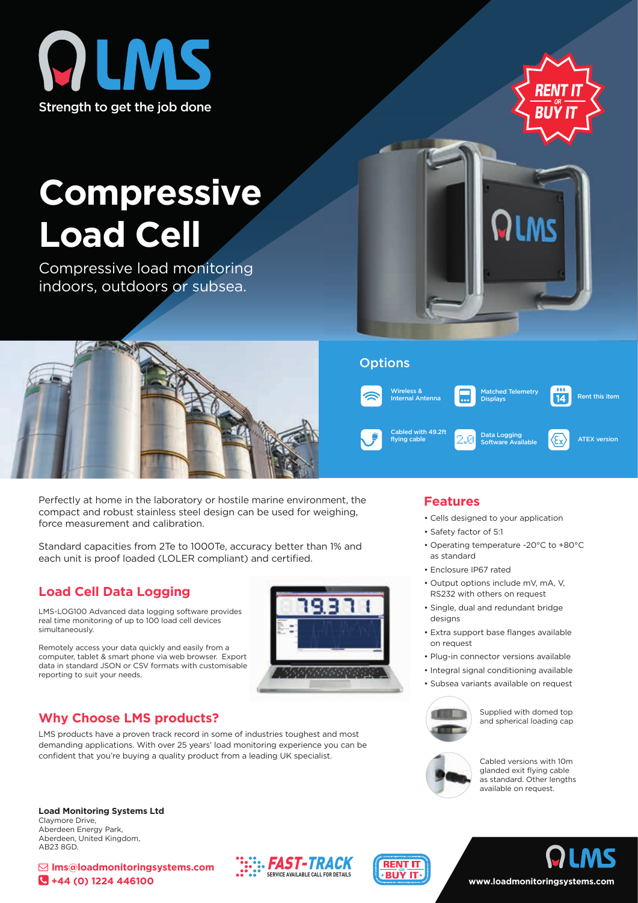# LMS

Strength to get the job done

RENT IT OR BUY IT

# Compressive Load Cell

Compressive load monitoring indoors, outdoors or subsea.

## Options

- Wireless & Internal Antenna
- Matched Telemetry Displays
- Rent this item
- Cabled with 49.2ft flying cable
- Data Logging Software Available
- ATEX version

Perfectly at home in the laboratory or hostile marine environment, the compact and robust stainless steel design can be used for weighing, force measurement and calibration.

Standard capacities from 2Te to 1000Te, accuracy better than 1% and each unit is proof loaded (LOLER compliant) and certified.

## Load Cell Data Logging

LMS-LOG100 Advanced data logging software provides real time monitoring of up to 100 load cell devices simultaneously.

Remotely access your data quickly and easily from a computer, tablet & smart phone via web browser. Export data in standard JSON or CSV formats with customisable reporting to suit your needs.

## Why Choose LMS products?

LMS products have a proven track record in some of industries toughest and most demanding applications. With over 25 years' load monitoring experience you can be confident that you're buying a quality product from a leading UK specialist.

## Features

- Cells designed to your application
- Safety factor of 5:1
- Operating temperature -20°C to +80°C as standard
- Enclosure IP67 rated
- Output options include mV, mA, V, RS232 with others on request
- Single, dual and redundant bridge designs
- Extra support base flanges available on request
- Plug-in connector versions available
- Integral signal conditioning available
- Subsea variants available on request

Supplied with domed top and spherical loading cap

Cabled versions with 10m glanded exit flying cable as standard. Other lengths available on request.

**Load Monitoring Systems Ltd**
Claymore Drive,
Aberdeen Energy Park,
Aberdeen, United Kingdom,
AB23 8GD.

**lms@loadmonitoringsystems.com**
**+44 (0) 1224 446100**

FAST-TRACK SERVICE AVAILABLE CALL FOR DETAILS

RENT IT OR BUY IT

LMS

www.loadmonitoringsystems.com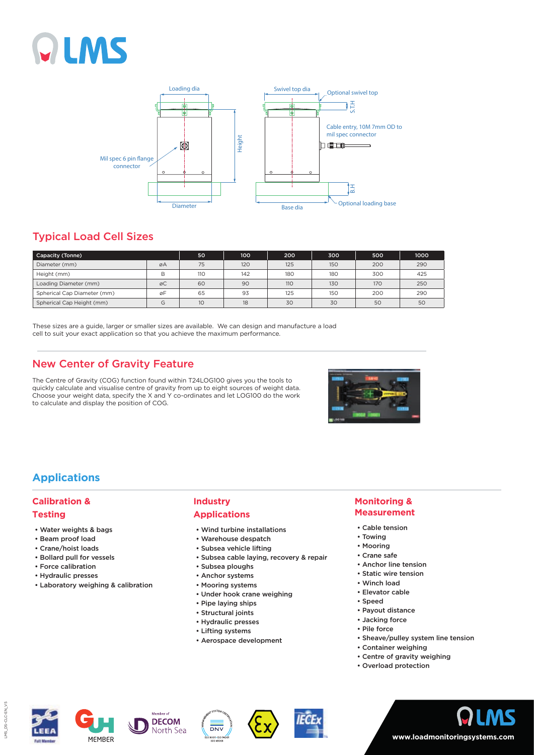Loading dia

Swivel top dia

Optional swivel top

S.T.H

Height

Cable entry, 10M 7mm OD to mil spec connector

Mil spec 6 pin flange connector

B.H

Diameter

Base dia

Optional loading base

## Typical Load Cell Sizes

| Capacity (Tonne) | | 50 | 100 | 200 | 300 | 500 | 1000 |
|---|---|---|---|---|---|---|---|
| Diameter (mm) | øA | 75 | 120 | 125 | 150 | 200 | 290 |
| Height (mm) | B | 110 | 142 | 180 | 180 | 300 | 425 |
| Loading Diameter (mm) | øC | 60 | 90 | 110 | 130 | 170 | 250 |
| Spherical Cap Diameter (mm) | øF | 65 | 93 | 125 | 150 | 200 | 290 |
| Spherical Cap Height (mm) | G | 10 | 18 | 30 | 30 | 50 | 50 |

These sizes are a guide, larger or smaller sizes are available. We can design and manufacture a load cell to suit your exact application so that you achieve the maximum performance.

## New Center of Gravity Feature

The Centre of Gravity (COG) function found within T24LOG100 gives you the tools to quickly calculate and visualise centre of gravity from up to eight sources of weight data. Choose your weight data, specify the X and Y co-ordinates and let LOG100 do the work to calculate and display the position of COG.

## Applications

### Calibration & Testing

- Water weights & bags
- Beam proof load
- Crane/hoist loads
- Bollard pull for vessels
- Force calibration
- Hydraulic presses
- Laboratory weighing & calibration

### Industry Applications

- Wind turbine installations
- Warehouse despatch
- Subsea vehicle lifting
- Subsea cable laying, recovery & repair
- Subsea ploughs
- Anchor systems
- Mooring systems
- Under hook crane weighing
- Pipe laying ships
- Structural joints
- Hydraulic presses
- Lifting systems
- Aerospace development

### Monitoring & Measurement

- Cable tension
- Towing
- Mooring
- Crane safe
- Anchor line tension
- Static wire tension
- Winch load
- Elevator cable
- Speed
- Payout distance
- Jacking force
- Pile force
- Sheave/pulley system line tension
- Container weighing
- Centre of gravity weighing
- Overload protection

LMS_DS-CLC-EN_V5

www.loadmonitoringsystems.com